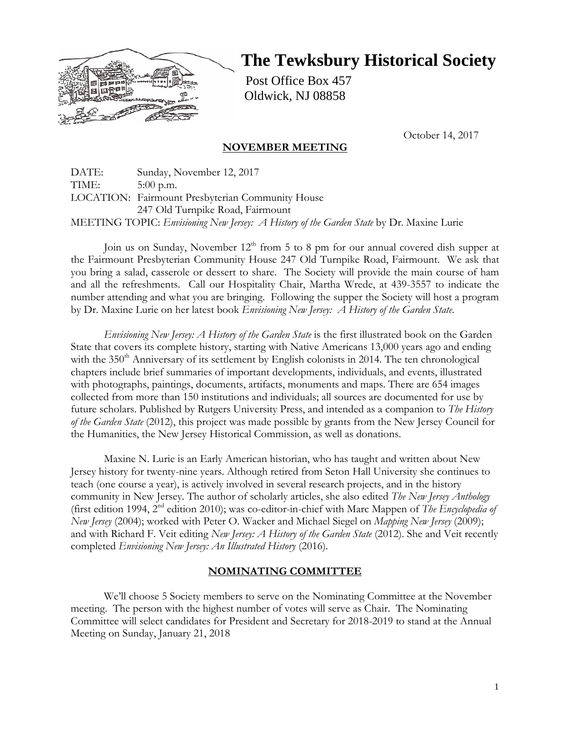# The Tewksbury Historical Society

Post Office Box 457
Oldwick, NJ 08858

October 14, 2017

## NOVEMBER MEETING

DATE: Sunday, November 12, 2017
TIME: 5:00 p.m.
LOCATION: Fairmount Presbyterian Community House
247 Old Turnpike Road, Fairmount
MEETING TOPIC: *Envisioning New Jersey: A History of the Garden State* by Dr. Maxine Lurie

Join us on Sunday, November 12th from 5 to 8 pm for our annual covered dish supper at the Fairmount Presbyterian Community House 247 Old Turnpike Road, Fairmount. We ask that you bring a salad, casserole or dessert to share. The Society will provide the main course of ham and all the refreshments. Call our Hospitality Chair, Martha Wrede, at 439-3557 to indicate the number attending and what you are bringing. Following the supper the Society will host a program by Dr. Maxine Lurie on her latest book *Envisioning New Jersey: A History of the Garden State.*

*Envisioning New Jersey: A History of the Garden State* is the first illustrated book on the Garden State that covers its complete history, starting with Native Americans 13,000 years ago and ending with the 350th Anniversary of its settlement by English colonists in 2014. The ten chronological chapters include brief summaries of important developments, individuals, and events, illustrated with photographs, paintings, documents, artifacts, monuments and maps. There are 654 images collected from more than 150 institutions and individuals; all sources are documented for use by future scholars. Published by Rutgers University Press, and intended as a companion to *The History of the Garden State* (2012), this project was made possible by grants from the New Jersey Council for the Humanities, the New Jersey Historical Commission, as well as donations.

Maxine N. Lurie is an Early American historian, who has taught and written about New Jersey history for twenty-nine years. Although retired from Seton Hall University she continues to teach (one course a year), is actively involved in several research projects, and in the history community in New Jersey. The author of scholarly articles, she also edited *The New Jersey Anthology* (first edition 1994, 2nd edition 2010); was co-editor-in-chief with Marc Mappen of *The Encyclopedia of New Jersey* (2004); worked with Peter O. Wacker and Michael Siegel on *Mapping New Jersey* (2009); and with Richard F. Veit editing *New Jersey: A History of the Garden State* (2012). She and Veit recently completed *Envisioning New Jersey: An Illustrated History* (2016).

## NOMINATING COMMITTEE

We'll choose 5 Society members to serve on the Nominating Committee at the November meeting. The person with the highest number of votes will serve as Chair. The Nominating Committee will select candidates for President and Secretary for 2018-2019 to stand at the Annual Meeting on Sunday, January 21, 2018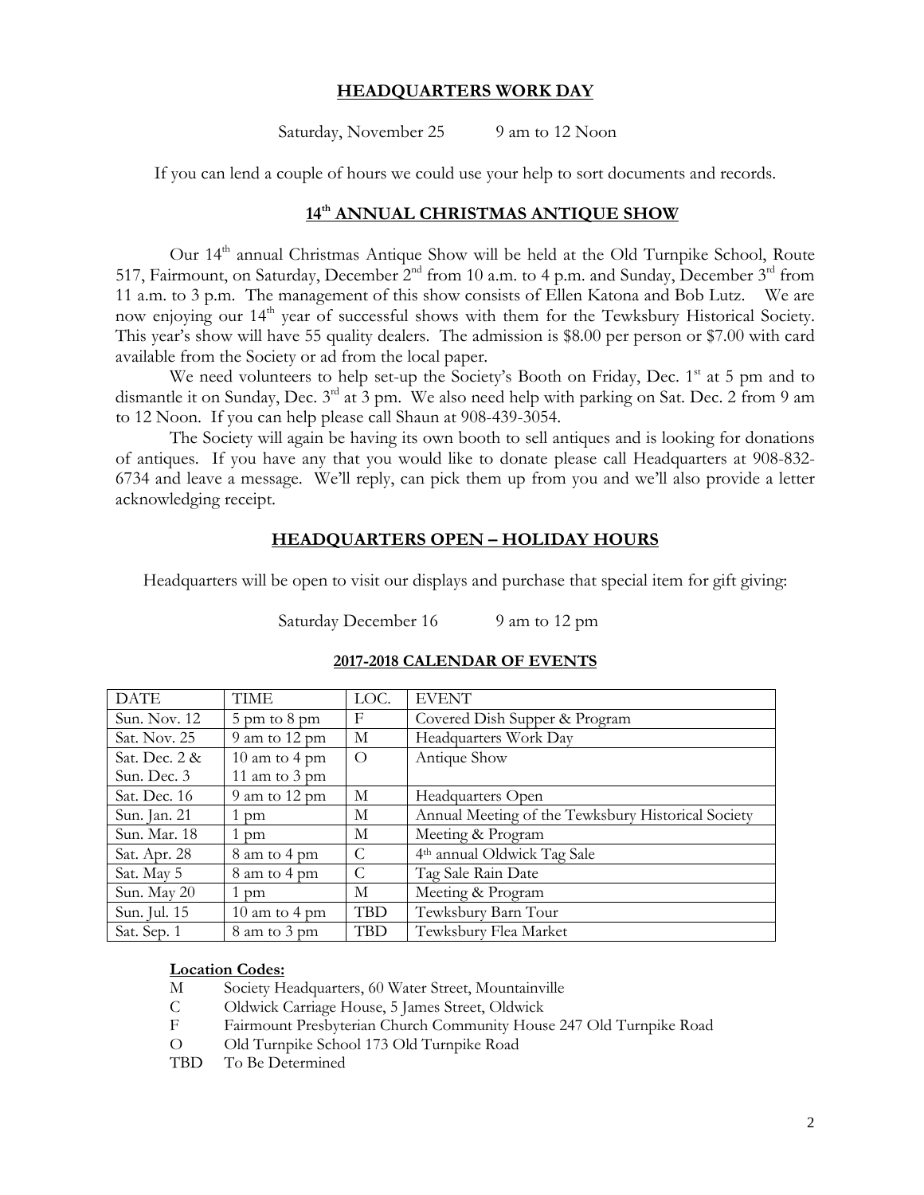## HEADQUARTERS WORK DAY

Saturday, November 25 9 am to 12 Noon

If you can lend a couple of hours we could use your help to sort documents and records.

## 14th ANNUAL CHRISTMAS ANTIQUE SHOW

Our 14th annual Christmas Antique Show will be held at the Old Turnpike School, Route 517, Fairmount, on Saturday, December 2nd from 10 a.m. to 4 p.m. and Sunday, December 3rd from 11 a.m. to 3 p.m. The management of this show consists of Ellen Katona and Bob Lutz. We are now enjoying our 14th year of successful shows with them for the Tewksbury Historical Society. This year's show will have 55 quality dealers. The admission is $8.00 per person or $7.00 with card available from the Society or ad from the local paper.

We need volunteers to help set-up the Society's Booth on Friday, Dec. 1st at 5 pm and to dismantle it on Sunday, Dec. 3rd at 3 pm. We also need help with parking on Sat. Dec. 2 from 9 am to 12 Noon. If you can help please call Shaun at 908-439-3054.

The Society will again be having its own booth to sell antiques and is looking for donations of antiques. If you have any that you would like to donate please call Headquarters at 908-832-6734 and leave a message. We'll reply, can pick them up from you and we'll also provide a letter acknowledging receipt.

## HEADQUARTERS OPEN – HOLIDAY HOURS

Headquarters will be open to visit our displays and purchase that special item for gift giving:

Saturday December 16 9 am to 12 pm

### 2017-2018 CALENDAR OF EVENTS

| DATE | TIME | LOC. | EVENT |
|---|---|---|---|
| Sun. Nov. 12 | 5 pm to 8 pm | F | Covered Dish Supper & Program |
| Sat. Nov. 25 | 9 am to 12 pm | M | Headquarters Work Day |
| Sat. Dec. 2 & Sun. Dec. 3 | 10 am to 4 pm 11 am to 3 pm | O | Antique Show |
| Sat. Dec. 16 | 9 am to 12 pm | M | Headquarters Open |
| Sun. Jan. 21 | 1 pm | M | Annual Meeting of the Tewksbury Historical Society |
| Sun. Mar. 18 | 1 pm | M | Meeting & Program |
| Sat. Apr. 28 | 8 am to 4 pm | C | 4th annual Oldwick Tag Sale |
| Sat. May 5 | 8 am to 4 pm | C | Tag Sale Rain Date |
| Sun. May 20 | 1 pm | M | Meeting & Program |
| Sun. Jul. 15 | 10 am to 4 pm | TBD | Tewksbury Barn Tour |
| Sat. Sep. 1 | 8 am to 3 pm | TBD | Tewksbury Flea Market |

**Location Codes:**

- M Society Headquarters, 60 Water Street, Mountainville
- C Oldwick Carriage House, 5 James Street, Oldwick
- F Fairmount Presbyterian Church Community House 247 Old Turnpike Road
- O Old Turnpike School 173 Old Turnpike Road
- TBD To Be Determined